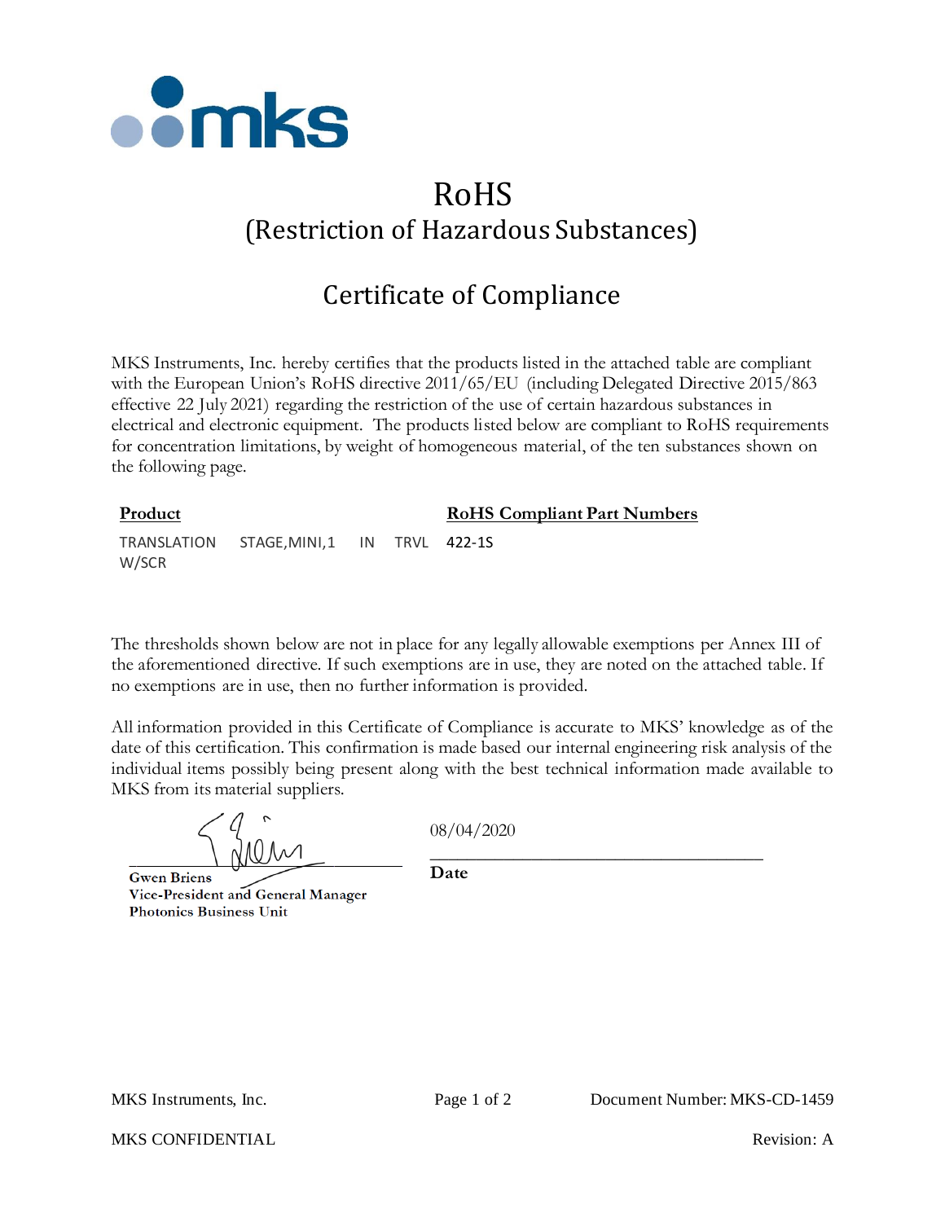# RoHS
## (Restriction of Hazardous Substances)

## Certificate of Compliance

MKS Instruments, Inc. hereby certifies that the products listed in the attached table are compliant with the European Union's RoHS directive 2011/65/EU (including Delegated Directive 2015/863 effective 22 July 2021) regarding the restriction of the use of certain hazardous substances in electrical and electronic equipment. The products listed below are compliant to RoHS requirements for concentration limitations, by weight of homogeneous material, of the ten substances shown on the following page.

| **Product** | **RoHS Compliant Part Numbers** |
|---|---|
| TRANSLATION STAGE,MINI,1 IN TRVL W/SCR | 422-1S |

The thresholds shown below are not in place for any legally allowable exemptions per Annex III of the aforementioned directive. If such exemptions are in use, they are noted on the attached table. If no exemptions are in use, then no further information is provided.

All information provided in this Certificate of Compliance is accurate to MKS' knowledge as of the date of this certification. This confirmation is made based our internal engineering risk analysis of the individual items possibly being present along with the best technical information made available to MKS from its material suppliers.

**Gwen Briens**
**Vice-President and General Manager**
**Photonics Business Unit**

08/04/2020
**Date**

MKS Instruments, Inc. | Document Number: MKS-CD-1459

MKS CONFIDENTIAL | Revision: A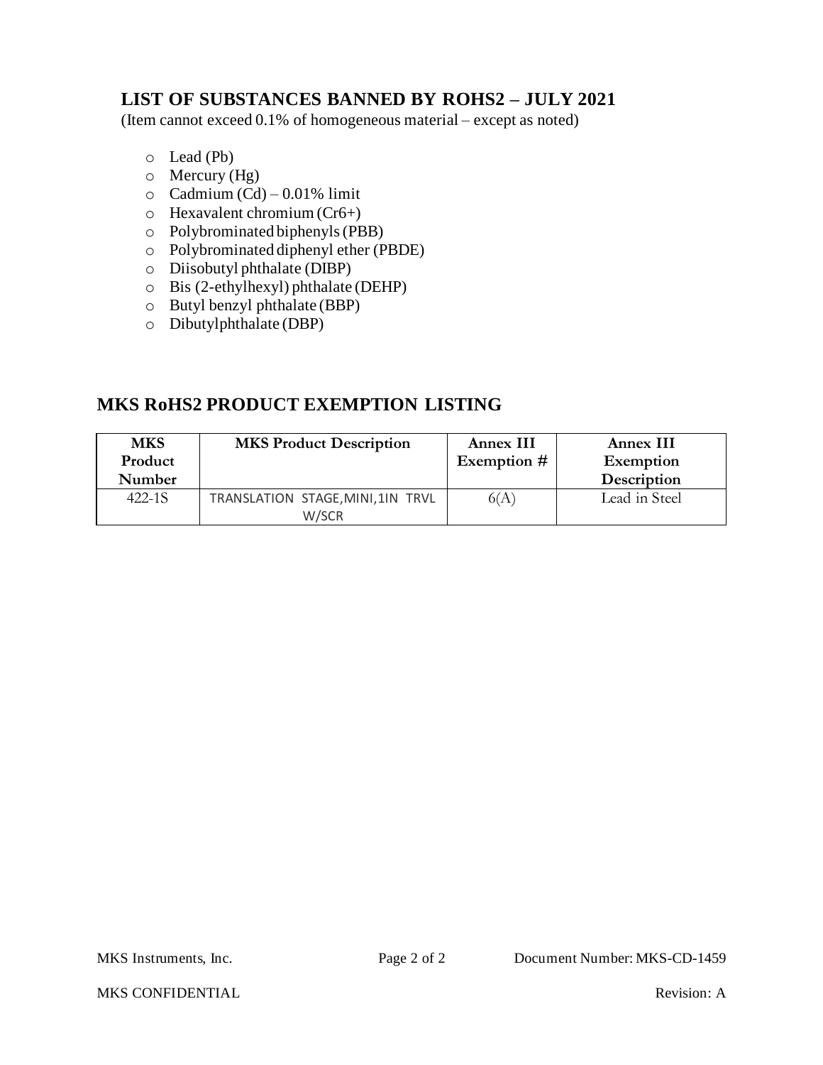## LIST OF SUBSTANCES BANNED BY ROHS2 – JULY 2021

(Item cannot exceed 0.1% of homogeneous material – except as noted)

- Lead (Pb)
- Mercury (Hg)
- Cadmium (Cd) – 0.01% limit
- Hexavalent chromium (Cr6+)
- Polybrominated biphenyls (PBB)
- Polybrominated diphenyl ether (PBDE)
- Diisobutyl phthalate (DIBP)
- Bis (2-ethylhexyl) phthalate (DEHP)
- Butyl benzyl phthalate (BBP)
- Dibutylphthalate (DBP)

## MKS RoHS2 PRODUCT EXEMPTION LISTING

| MKS Product Number | MKS Product Description | Annex III Exemption # | Annex III Exemption Description |
|---|---|---|---|
| 422-1S | TRANSLATION STAGE,MINI,1IN TRVL W/SCR | 6(A) | Lead in Steel |

MKS Instruments, Inc. Document Number: MKS-CD-1459

MKS CONFIDENTIAL Revision: A